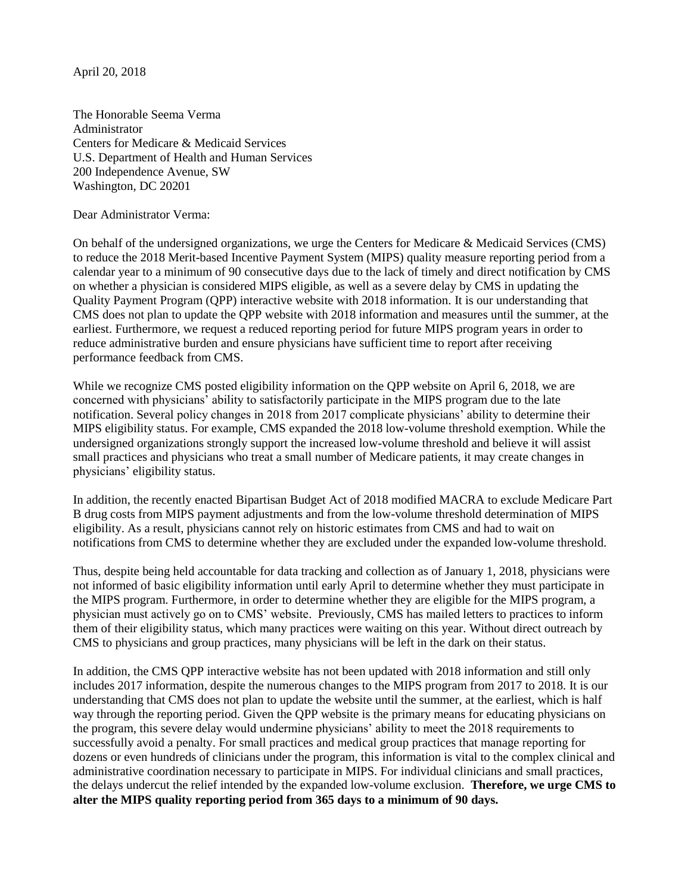April 20, 2018

The Honorable Seema Verma
Administrator
Centers for Medicare & Medicaid Services
U.S. Department of Health and Human Services
200 Independence Avenue, SW
Washington, DC 20201

Dear Administrator Verma:

On behalf of the undersigned organizations, we urge the Centers for Medicare & Medicaid Services (CMS) to reduce the 2018 Merit-based Incentive Payment System (MIPS) quality measure reporting period from a calendar year to a minimum of 90 consecutive days due to the lack of timely and direct notification by CMS on whether a physician is considered MIPS eligible, as well as a severe delay by CMS in updating the Quality Payment Program (QPP) interactive website with 2018 information. It is our understanding that CMS does not plan to update the QPP website with 2018 information and measures until the summer, at the earliest. Furthermore, we request a reduced reporting period for future MIPS program years in order to reduce administrative burden and ensure physicians have sufficient time to report after receiving performance feedback from CMS.

While we recognize CMS posted eligibility information on the QPP website on April 6, 2018, we are concerned with physicians' ability to satisfactorily participate in the MIPS program due to the late notification. Several policy changes in 2018 from 2017 complicate physicians' ability to determine their MIPS eligibility status. For example, CMS expanded the 2018 low-volume threshold exemption. While the undersigned organizations strongly support the increased low-volume threshold and believe it will assist small practices and physicians who treat a small number of Medicare patients, it may create changes in physicians' eligibility status.

In addition, the recently enacted Bipartisan Budget Act of 2018 modified MACRA to exclude Medicare Part B drug costs from MIPS payment adjustments and from the low-volume threshold determination of MIPS eligibility. As a result, physicians cannot rely on historic estimates from CMS and had to wait on notifications from CMS to determine whether they are excluded under the expanded low-volume threshold.

Thus, despite being held accountable for data tracking and collection as of January 1, 2018, physicians were not informed of basic eligibility information until early April to determine whether they must participate in the MIPS program. Furthermore, in order to determine whether they are eligible for the MIPS program, a physician must actively go on to CMS' website. Previously, CMS has mailed letters to practices to inform them of their eligibility status, which many practices were waiting on this year. Without direct outreach by CMS to physicians and group practices, many physicians will be left in the dark on their status.

In addition, the CMS QPP interactive website has not been updated with 2018 information and still only includes 2017 information, despite the numerous changes to the MIPS program from 2017 to 2018. It is our understanding that CMS does not plan to update the website until the summer, at the earliest, which is half way through the reporting period. Given the QPP website is the primary means for educating physicians on the program, this severe delay would undermine physicians' ability to meet the 2018 requirements to successfully avoid a penalty. For small practices and medical group practices that manage reporting for dozens or even hundreds of clinicians under the program, this information is vital to the complex clinical and administrative coordination necessary to participate in MIPS. For individual clinicians and small practices, the delays undercut the relief intended by the expanded low-volume exclusion. **Therefore, we urge CMS to alter the MIPS quality reporting period from 365 days to a minimum of 90 days.**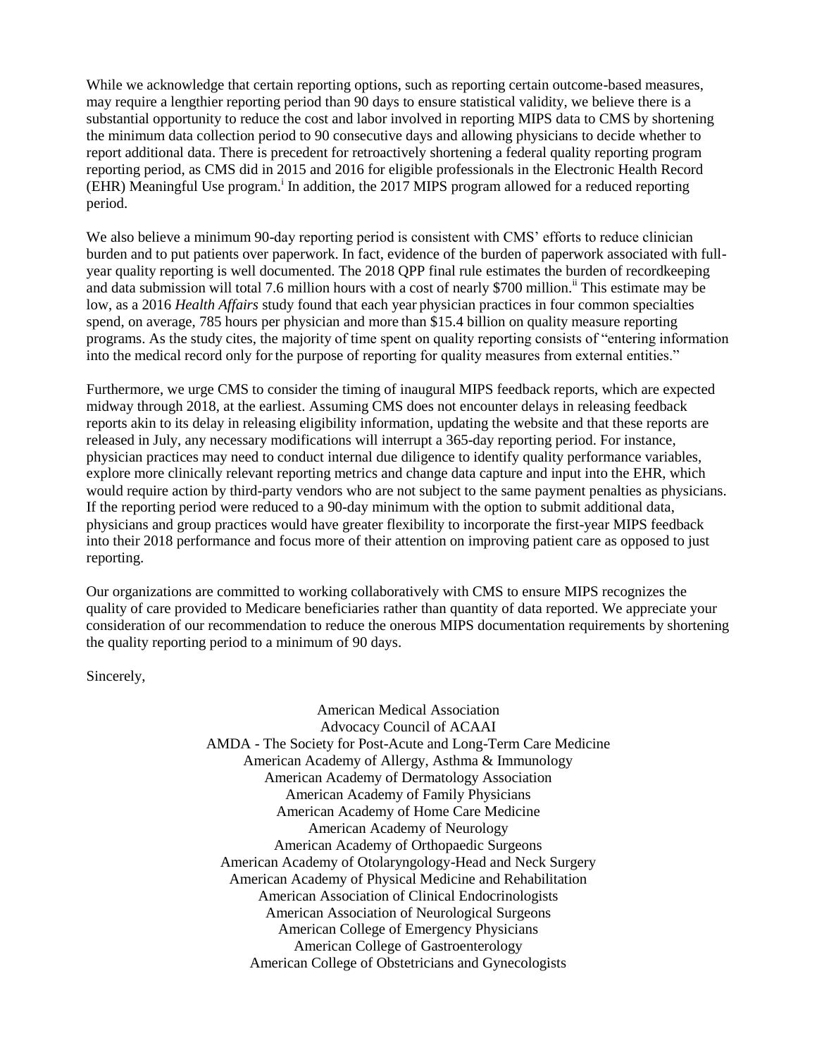While we acknowledge that certain reporting options, such as reporting certain outcome-based measures, may require a lengthier reporting period than 90 days to ensure statistical validity, we believe there is a substantial opportunity to reduce the cost and labor involved in reporting MIPS data to CMS by shortening the minimum data collection period to 90 consecutive days and allowing physicians to decide whether to report additional data. There is precedent for retroactively shortening a federal quality reporting program reporting period, as CMS did in 2015 and 2016 for eligible professionals in the Electronic Health Record (EHR) Meaningful Use program.[i] In addition, the 2017 MIPS program allowed for a reduced reporting period.

We also believe a minimum 90-day reporting period is consistent with CMS' efforts to reduce clinician burden and to put patients over paperwork. In fact, evidence of the burden of paperwork associated with full-year quality reporting is well documented. The 2018 QPP final rule estimates the burden of recordkeeping and data submission will total 7.6 million hours with a cost of nearly $700 million.[ii] This estimate may be low, as a 2016 *Health Affairs* study found that each year physician practices in four common specialties spend, on average, 785 hours per physician and more than $15.4 billion on quality measure reporting programs. As the study cites, the majority of time spent on quality reporting consists of "entering information into the medical record only for the purpose of reporting for quality measures from external entities."

Furthermore, we urge CMS to consider the timing of inaugural MIPS feedback reports, which are expected midway through 2018, at the earliest. Assuming CMS does not encounter delays in releasing feedback reports akin to its delay in releasing eligibility information, updating the website and that these reports are released in July, any necessary modifications will interrupt a 365-day reporting period. For instance, physician practices may need to conduct internal due diligence to identify quality performance variables, explore more clinically relevant reporting metrics and change data capture and input into the EHR, which would require action by third-party vendors who are not subject to the same payment penalties as physicians. If the reporting period were reduced to a 90-day minimum with the option to submit additional data, physicians and group practices would have greater flexibility to incorporate the first-year MIPS feedback into their 2018 performance and focus more of their attention on improving patient care as opposed to just reporting.

Our organizations are committed to working collaboratively with CMS to ensure MIPS recognizes the quality of care provided to Medicare beneficiaries rather than quantity of data reported. We appreciate your consideration of our recommendation to reduce the onerous MIPS documentation requirements by shortening the quality reporting period to a minimum of 90 days.

Sincerely,

American Medical Association
Advocacy Council of ACAAI
AMDA - The Society for Post-Acute and Long-Term Care Medicine
American Academy of Allergy, Asthma & Immunology
American Academy of Dermatology Association
American Academy of Family Physicians
American Academy of Home Care Medicine
American Academy of Neurology
American Academy of Orthopaedic Surgeons
American Academy of Otolaryngology-Head and Neck Surgery
American Academy of Physical Medicine and Rehabilitation
American Association of Clinical Endocrinologists
American Association of Neurological Surgeons
American College of Emergency Physicians
American College of Gastroenterology
American College of Obstetricians and Gynecologists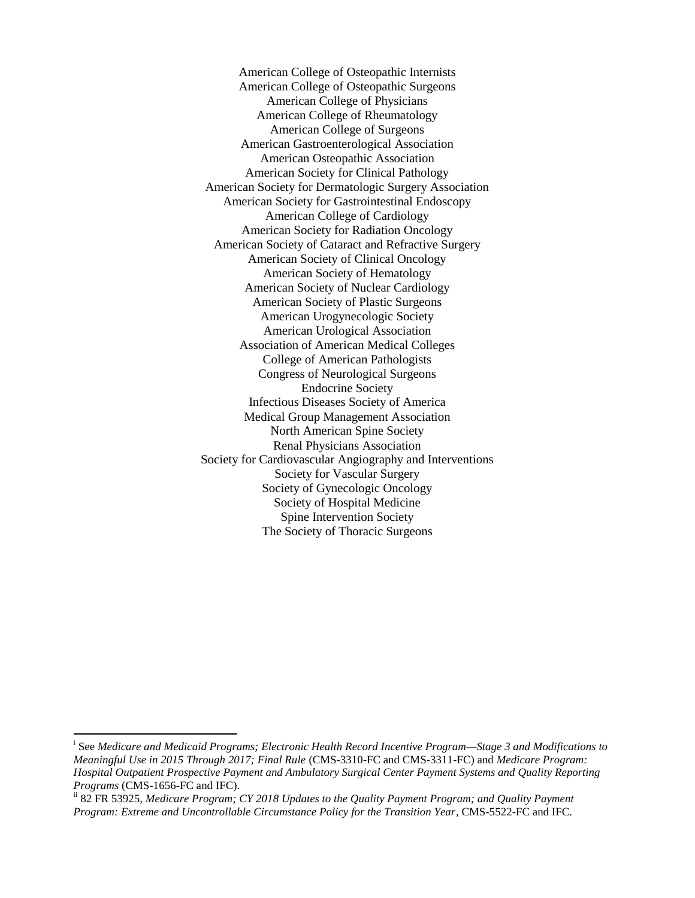American College of Osteopathic Internists
American College of Osteopathic Surgeons
American College of Physicians
American College of Rheumatology
American College of Surgeons
American Gastroenterological Association
American Osteopathic Association
American Society for Clinical Pathology
American Society for Dermatologic Surgery Association
American Society for Gastrointestinal Endoscopy
American College of Cardiology
American Society for Radiation Oncology
American Society of Cataract and Refractive Surgery
American Society of Clinical Oncology
American Society of Hematology
American Society of Nuclear Cardiology
American Society of Plastic Surgeons
American Urogynecologic Society
American Urological Association
Association of American Medical Colleges
College of American Pathologists
Congress of Neurological Surgeons
Endocrine Society
Infectious Diseases Society of America
Medical Group Management Association
North American Spine Society
Renal Physicians Association
Society for Cardiovascular Angiography and Interventions
Society for Vascular Surgery
Society of Gynecologic Oncology
Society of Hospital Medicine
Spine Intervention Society
The Society of Thoracic Surgeons

---

[i] See *Medicare and Medicaid Programs; Electronic Health Record Incentive Program—Stage 3 and Modifications to Meaningful Use in 2015 Through 2017; Final Rule* (CMS-3310-FC and CMS-3311-FC) and *Medicare Program: Hospital Outpatient Prospective Payment and Ambulatory Surgical Center Payment Systems and Quality Reporting Programs* (CMS-1656-FC and IFC).

[ii] 82 FR 53925, *Medicare Program; CY 2018 Updates to the Quality Payment Program; and Quality Payment Program: Extreme and Uncontrollable Circumstance Policy for the Transition Year*, CMS-5522-FC and IFC.